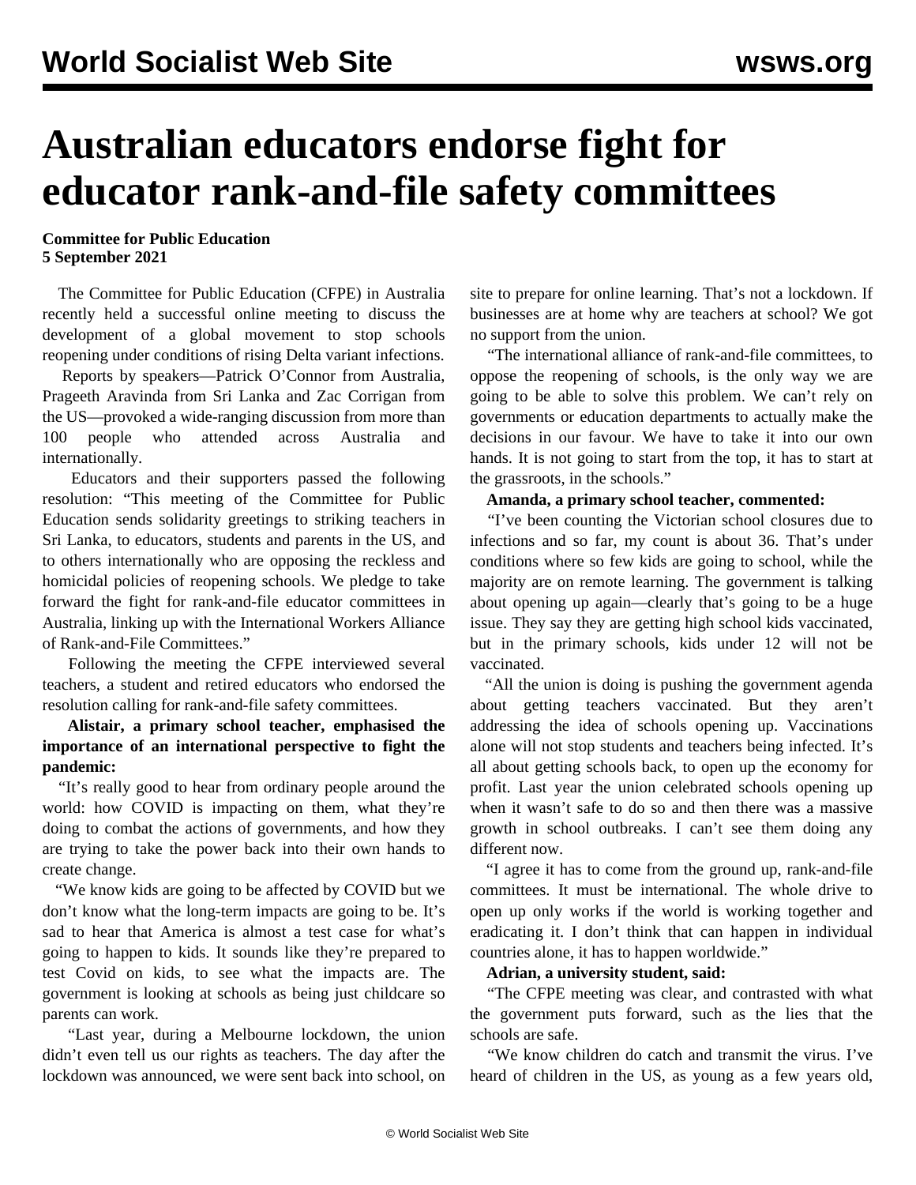# Australian educators endorse fight for educator rank-and-file safety committees

**Committee for Public Education**
**5 September 2021**

The Committee for Public Education (CFPE) in Australia recently held a successful online meeting to discuss the development of a global movement to stop schools reopening under conditions of rising Delta variant infections.

Reports by speakers—Patrick O'Connor from Australia, Prageeth Aravinda from Sri Lanka and Zac Corrigan from the US—provoked a wide-ranging discussion from more than 100 people who attended across Australia and internationally.

Educators and their supporters passed the following resolution: "This meeting of the Committee for Public Education sends solidarity greetings to striking teachers in Sri Lanka, to educators, students and parents in the US, and to others internationally who are opposing the reckless and homicidal policies of reopening schools. We pledge to take forward the fight for rank-and-file educator committees in Australia, linking up with the International Workers Alliance of Rank-and-File Committees."

Following the meeting the CFPE interviewed several teachers, a student and retired educators who endorsed the resolution calling for rank-and-file safety committees.

**Alistair, a primary school teacher, emphasised the importance of an international perspective to fight the pandemic:**

"It's really good to hear from ordinary people around the world: how COVID is impacting on them, what they're doing to combat the actions of governments, and how they are trying to take the power back into their own hands to create change.

"We know kids are going to be affected by COVID but we don't know what the long-term impacts are going to be. It's sad to hear that America is almost a test case for what's going to happen to kids. It sounds like they're prepared to test Covid on kids, to see what the impacts are. The government is looking at schools as being just childcare so parents can work.

"Last year, during a Melbourne lockdown, the union didn't even tell us our rights as teachers. The day after the lockdown was announced, we were sent back into school, on site to prepare for online learning. That's not a lockdown. If businesses are at home why are teachers at school? We got no support from the union.

"The international alliance of rank-and-file committees, to oppose the reopening of schools, is the only way we are going to be able to solve this problem. We can't rely on governments or education departments to actually make the decisions in our favour. We have to take it into our own hands. It is not going to start from the top, it has to start at the grassroots, in the schools."

**Amanda, a primary school teacher, commented:**

"I've been counting the Victorian school closures due to infections and so far, my count is about 36. That's under conditions where so few kids are going to school, while the majority are on remote learning. The government is talking about opening up again—clearly that's going to be a huge issue. They say they are getting high school kids vaccinated, but in the primary schools, kids under 12 will not be vaccinated.

"All the union is doing is pushing the government agenda about getting teachers vaccinated. But they aren't addressing the idea of schools opening up. Vaccinations alone will not stop students and teachers being infected. It's all about getting schools back, to open up the economy for profit. Last year the union celebrated schools opening up when it wasn't safe to do so and then there was a massive growth in school outbreaks. I can't see them doing any different now.

"I agree it has to come from the ground up, rank-and-file committees. It must be international. The whole drive to open up only works if the world is working together and eradicating it. I don't think that can happen in individual countries alone, it has to happen worldwide."

**Adrian, a university student, said:**

"The CFPE meeting was clear, and contrasted with what the government puts forward, such as the lies that the schools are safe.

"We know children do catch and transmit the virus. I've heard of children in the US, as young as a few years old,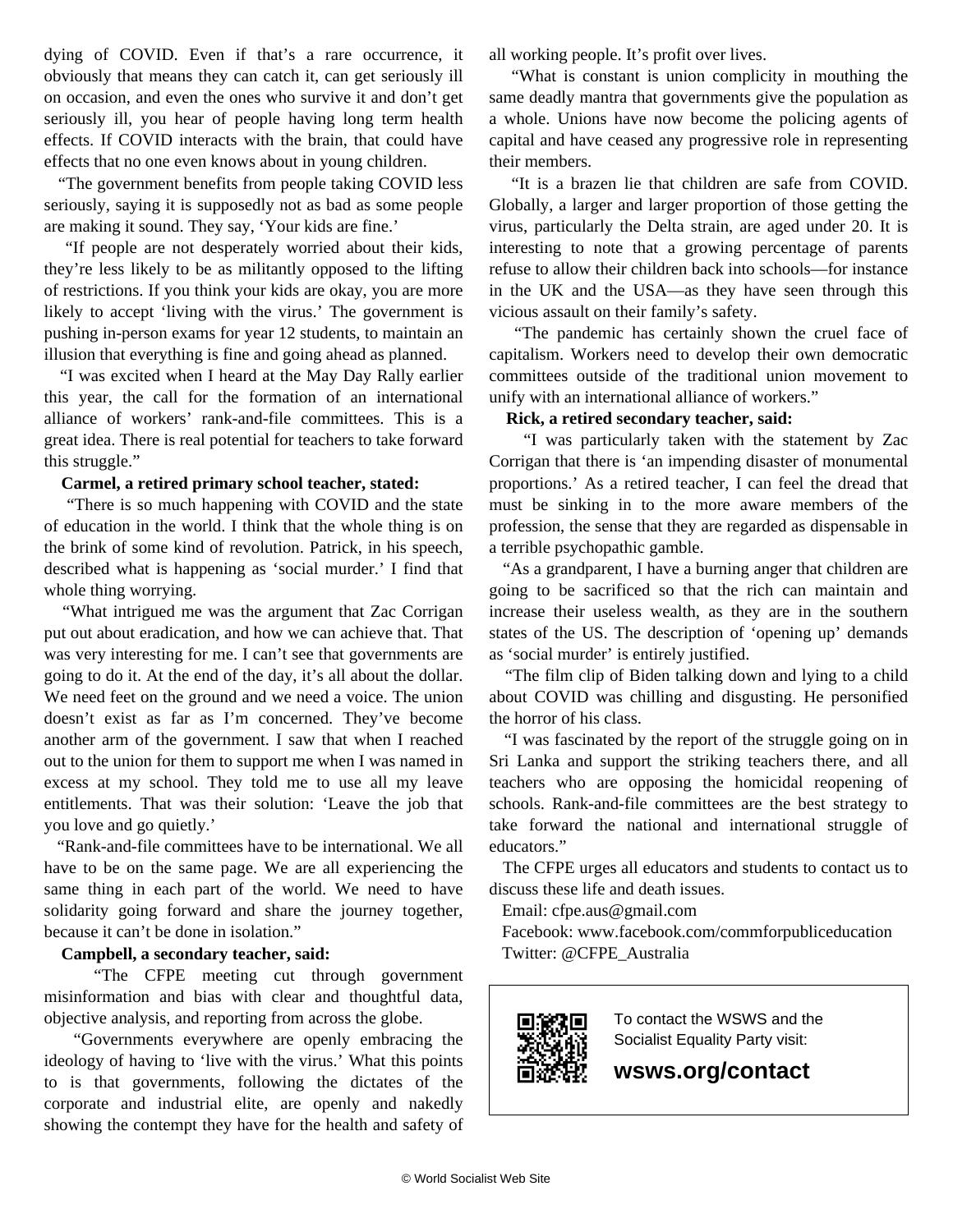dying of COVID. Even if that's a rare occurrence, it obviously that means they can catch it, can get seriously ill on occasion, and even the ones who survive it and don't get seriously ill, you hear of people having long term health effects. If COVID interacts with the brain, that could have effects that no one even knows about in young children.

"The government benefits from people taking COVID less seriously, saying it is supposedly not as bad as some people are making it sound. They say, 'Your kids are fine.'

"If people are not desperately worried about their kids, they're less likely to be as militantly opposed to the lifting of restrictions. If you think your kids are okay, you are more likely to accept 'living with the virus.' The government is pushing in-person exams for year 12 students, to maintain an illusion that everything is fine and going ahead as planned.

"I was excited when I heard at the May Day Rally earlier this year, the call for the formation of an international alliance of workers' rank-and-file committees. This is a great idea. There is real potential for teachers to take forward this struggle."

**Carmel, a retired primary school teacher, stated:**

"There is so much happening with COVID and the state of education in the world. I think that the whole thing is on the brink of some kind of revolution. Patrick, in his speech, described what is happening as 'social murder.' I find that whole thing worrying.

"What intrigued me was the argument that Zac Corrigan put out about eradication, and how we can achieve that. That was very interesting for me. I can't see that governments are going to do it. At the end of the day, it's all about the dollar. We need feet on the ground and we need a voice. The union doesn't exist as far as I'm concerned. They've become another arm of the government. I saw that when I reached out to the union for them to support me when I was named in excess at my school. They told me to use all my leave entitlements. That was their solution: 'Leave the job that you love and go quietly.'

"Rank-and-file committees have to be international. We all have to be on the same page. We are all experiencing the same thing in each part of the world. We need to have solidarity going forward and share the journey together, because it can't be done in isolation."

**Campbell, a secondary teacher, said:**

"The CFPE meeting cut through government misinformation and bias with clear and thoughtful data, objective analysis, and reporting from across the globe.

"Governments everywhere are openly embracing the ideology of having to 'live with the virus.' What this points to is that governments, following the dictates of the corporate and industrial elite, are openly and nakedly showing the contempt they have for the health and safety of all working people. It's profit over lives.

"What is constant is union complicity in mouthing the same deadly mantra that governments give the population as a whole. Unions have now become the policing agents of capital and have ceased any progressive role in representing their members.

"It is a brazen lie that children are safe from COVID. Globally, a larger and larger proportion of those getting the virus, particularly the Delta strain, are aged under 20. It is interesting to note that a growing percentage of parents refuse to allow their children back into schools—for instance in the UK and the USA—as they have seen through this vicious assault on their family's safety.

"The pandemic has certainly shown the cruel face of capitalism. Workers need to develop their own democratic committees outside of the traditional union movement to unify with an international alliance of workers."

**Rick, a retired secondary teacher, said:**

"I was particularly taken with the statement by Zac Corrigan that there is 'an impending disaster of monumental proportions.' As a retired teacher, I can feel the dread that must be sinking in to the more aware members of the profession, the sense that they are regarded as dispensable in a terrible psychopathic gamble.

"As a grandparent, I have a burning anger that children are going to be sacrificed so that the rich can maintain and increase their useless wealth, as they are in the southern states of the US. The description of 'opening up' demands as 'social murder' is entirely justified.

"The film clip of Biden talking down and lying to a child about COVID was chilling and disgusting. He personified the horror of his class.

"I was fascinated by the report of the struggle going on in Sri Lanka and support the striking teachers there, and all teachers who are opposing the homicidal reopening of schools. Rank-and-file committees are the best strategy to take forward the national and international struggle of educators."

The CFPE urges all educators and students to contact us to discuss these life and death issues.

Email: cfpe.aus@gmail.com

Facebook: www.facebook.com/commforpubliceducation

Twitter: @CFPE_Australia

To contact the WSWS and the Socialist Equality Party visit:

**wsws.org/contact**